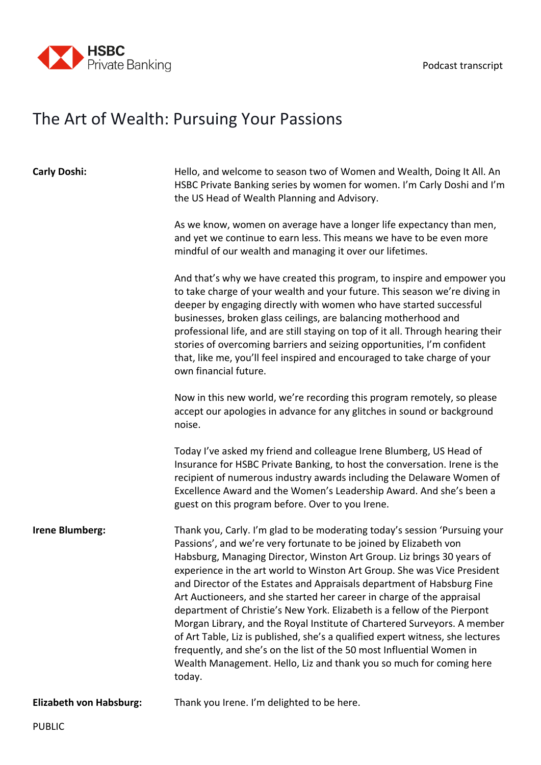# The Art of Wealth: Pursuing Your Passions

**Carly Doshi:** Hello, and welcome to season two of Women and Wealth, Doing It All. An HSBC Private Banking series by women for women. I'm Carly Doshi and I'm the US Head of Wealth Planning and Advisory.

As we know, women on average have a longer life expectancy than men, and yet we continue to earn less. This means we have to be even more mindful of our wealth and managing it over our lifetimes.

And that's why we have created this program, to inspire and empower you to take charge of your wealth and your future. This season we're diving in deeper by engaging directly with women who have started successful businesses, broken glass ceilings, are balancing motherhood and professional life, and are still staying on top of it all. Through hearing their stories of overcoming barriers and seizing opportunities, I'm confident that, like me, you'll feel inspired and encouraged to take charge of your own financial future.

Now in this new world, we're recording this program remotely, so please accept our apologies in advance for any glitches in sound or background noise.

Today I've asked my friend and colleague Irene Blumberg, US Head of Insurance for HSBC Private Banking, to host the conversation. Irene is the recipient of numerous industry awards including the Delaware Women of Excellence Award and the Women's Leadership Award. And she's been a guest on this program before. Over to you Irene.

**Irene Blumberg:** Thank you, Carly. I'm glad to be moderating today's session 'Pursuing your Passions', and we're very fortunate to be joined by Elizabeth von Habsburg, Managing Director, Winston Art Group. Liz brings 30 years of experience in the art world to Winston Art Group. She was Vice President and Director of the Estates and Appraisals department of Habsburg Fine Art Auctioneers, and she started her career in charge of the appraisal department of Christie's New York. Elizabeth is a fellow of the Pierpont Morgan Library, and the Royal Institute of Chartered Surveyors. A member of Art Table, Liz is published, she's a qualified expert witness, she lectures frequently, and she's on the list of the 50 most Influential Women in Wealth Management. Hello, Liz and thank you so much for coming here today.

**Elizabeth von Habsburg:** Thank you Irene. I'm delighted to be here.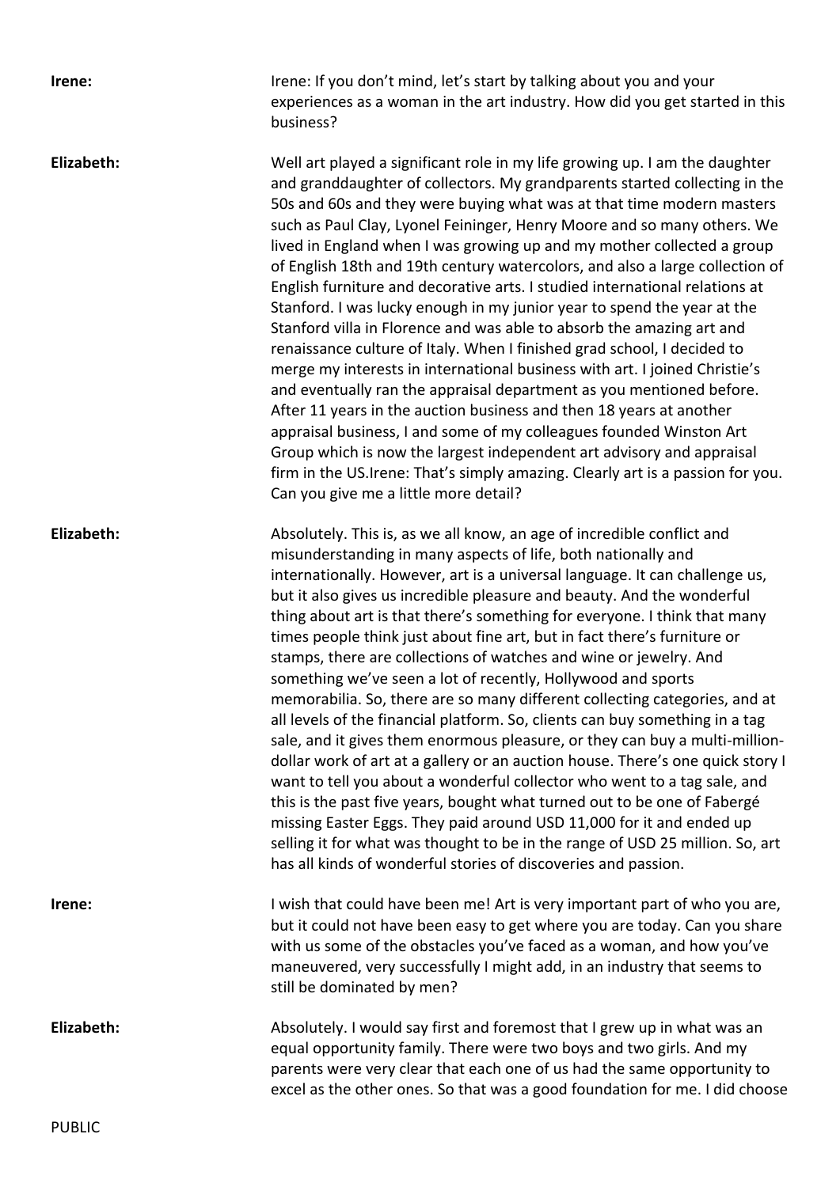**Irene:** Irene: If you don't mind, let's start by talking about you and your experiences as a woman in the art industry. How did you get started in this business?

**Elizabeth:** Well art played a significant role in my life growing up. I am the daughter and granddaughter of collectors. My grandparents started collecting in the 50s and 60s and they were buying what was at that time modern masters such as Paul Clay, Lyonel Feininger, Henry Moore and so many others. We lived in England when I was growing up and my mother collected a group of English 18th and 19th century watercolors, and also a large collection of English furniture and decorative arts. I studied international relations at Stanford. I was lucky enough in my junior year to spend the year at the Stanford villa in Florence and was able to absorb the amazing art and renaissance culture of Italy. When I finished grad school, I decided to merge my interests in international business with art. I joined Christie's and eventually ran the appraisal department as you mentioned before. After 11 years in the auction business and then 18 years at another appraisal business, I and some of my colleagues founded Winston Art Group which is now the largest independent art advisory and appraisal firm in the US.Irene: That's simply amazing. Clearly art is a passion for you. Can you give me a little more detail?

**Elizabeth:** Absolutely. This is, as we all know, an age of incredible conflict and misunderstanding in many aspects of life, both nationally and internationally. However, art is a universal language. It can challenge us, but it also gives us incredible pleasure and beauty. And the wonderful thing about art is that there's something for everyone. I think that many times people think just about fine art, but in fact there's furniture or stamps, there are collections of watches and wine or jewelry. And something we've seen a lot of recently, Hollywood and sports memorabilia. So, there are so many different collecting categories, and at all levels of the financial platform. So, clients can buy something in a tag sale, and it gives them enormous pleasure, or they can buy a multi-million-dollar work of art at a gallery or an auction house. There's one quick story I want to tell you about a wonderful collector who went to a tag sale, and this is the past five years, bought what turned out to be one of Fabergé missing Easter Eggs. They paid around USD 11,000 for it and ended up selling it for what was thought to be in the range of USD 25 million. So, art has all kinds of wonderful stories of discoveries and passion.

**Irene:** I wish that could have been me! Art is very important part of who you are, but it could not have been easy to get where you are today. Can you share with us some of the obstacles you've faced as a woman, and how you've maneuvered, very successfully I might add, in an industry that seems to still be dominated by men?

**Elizabeth:** Absolutely. I would say first and foremost that I grew up in what was an equal opportunity family. There were two boys and two girls. And my parents were very clear that each one of us had the same opportunity to excel as the other ones. So that was a good foundation for me. I did choose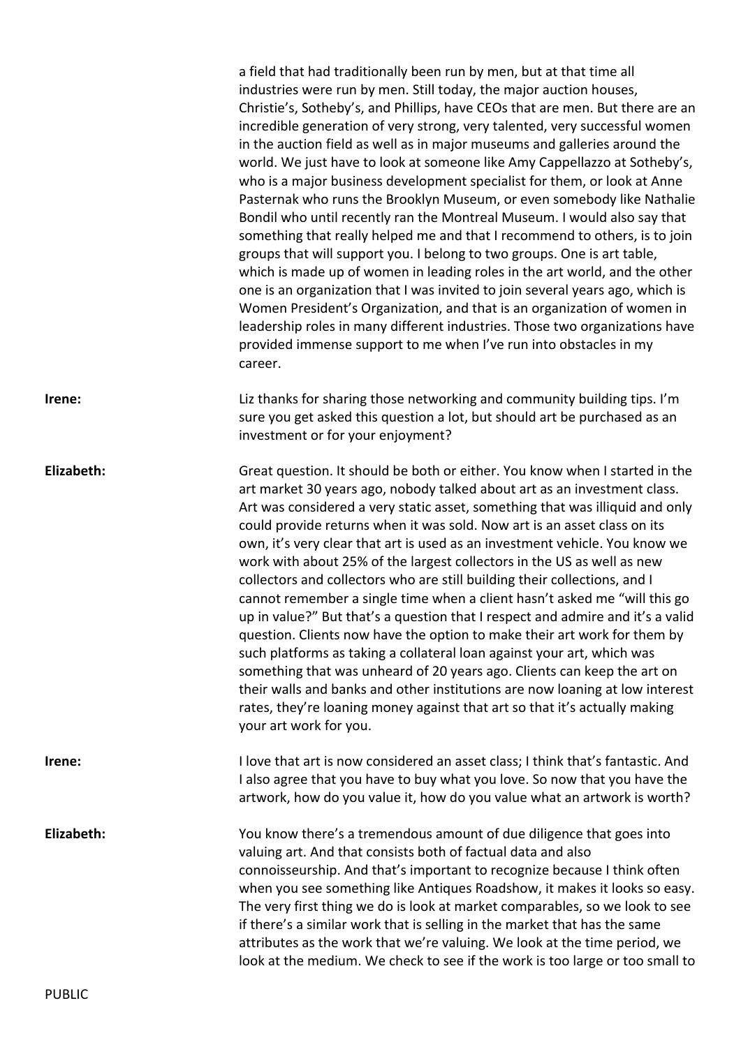a field that had traditionally been run by men, but at that time all industries were run by men. Still today, the major auction houses, Christie's, Sotheby's, and Phillips, have CEOs that are men. But there are an incredible generation of very strong, very talented, very successful women in the auction field as well as in major museums and galleries around the world. We just have to look at someone like Amy Cappellazzo at Sotheby's, who is a major business development specialist for them, or look at Anne Pasternak who runs the Brooklyn Museum, or even somebody like Nathalie Bondil who until recently ran the Montreal Museum. I would also say that something that really helped me and that I recommend to others, is to join groups that will support you. I belong to two groups. One is art table, which is made up of women in leading roles in the art world, and the other one is an organization that I was invited to join several years ago, which is Women President's Organization, and that is an organization of women in leadership roles in many different industries. Those two organizations have provided immense support to me when I've run into obstacles in my career.

**Irene:** Liz thanks for sharing those networking and community building tips. I'm sure you get asked this question a lot, but should art be purchased as an investment or for your enjoyment?

**Elizabeth:** Great question. It should be both or either. You know when I started in the art market 30 years ago, nobody talked about art as an investment class. Art was considered a very static asset, something that was illiquid and only could provide returns when it was sold. Now art is an asset class on its own, it's very clear that art is used as an investment vehicle. You know we work with about 25% of the largest collectors in the US as well as new collectors and collectors who are still building their collections, and I cannot remember a single time when a client hasn't asked me "will this go up in value?" But that's a question that I respect and admire and it's a valid question. Clients now have the option to make their art work for them by such platforms as taking a collateral loan against your art, which was something that was unheard of 20 years ago. Clients can keep the art on their walls and banks and other institutions are now loaning at low interest rates, they're loaning money against that art so that it's actually making your art work for you.

**Irene:** I love that art is now considered an asset class; I think that's fantastic. And I also agree that you have to buy what you love. So now that you have the artwork, how do you value it, how do you value what an artwork is worth?

**Elizabeth:** You know there's a tremendous amount of due diligence that goes into valuing art. And that consists both of factual data and also connoisseurship. And that's important to recognize because I think often when you see something like Antiques Roadshow, it makes it looks so easy. The very first thing we do is look at market comparables, so we look to see if there's a similar work that is selling in the market that has the same attributes as the work that we're valuing. We look at the time period, we look at the medium. We check to see if the work is too large or too small to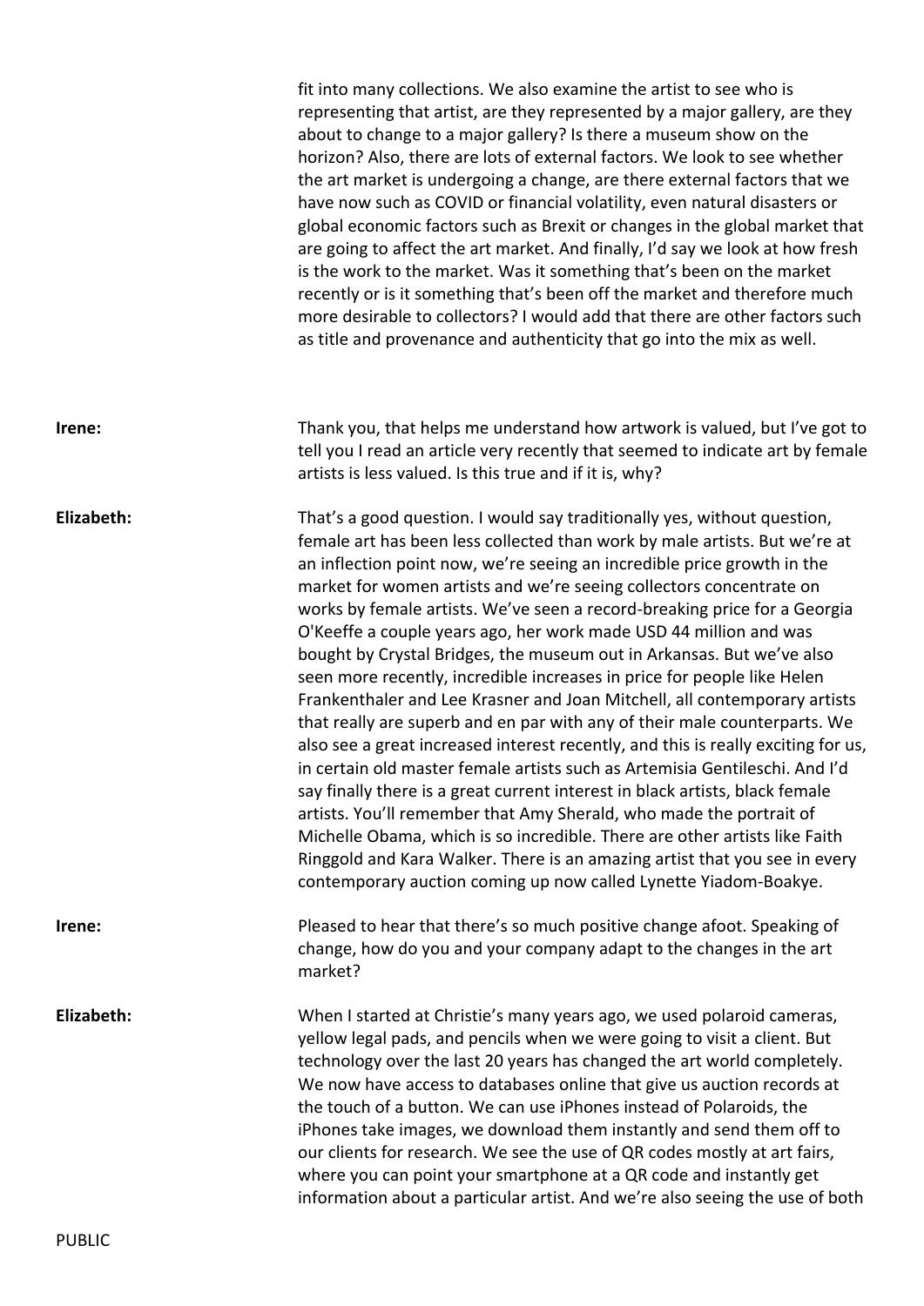fit into many collections. We also examine the artist to see who is representing that artist, are they represented by a major gallery, are they about to change to a major gallery? Is there a museum show on the horizon? Also, there are lots of external factors. We look to see whether the art market is undergoing a change, are there external factors that we have now such as COVID or financial volatility, even natural disasters or global economic factors such as Brexit or changes in the global market that are going to affect the art market. And finally, I'd say we look at how fresh is the work to the market. Was it something that's been on the market recently or is it something that's been off the market and therefore much more desirable to collectors? I would add that there are other factors such as title and provenance and authenticity that go into the mix as well.

**Irene:** Thank you, that helps me understand how artwork is valued, but I've got to tell you I read an article very recently that seemed to indicate art by female artists is less valued. Is this true and if it is, why?

**Elizabeth:** That's a good question. I would say traditionally yes, without question, female art has been less collected than work by male artists. But we're at an inflection point now, we're seeing an incredible price growth in the market for women artists and we're seeing collectors concentrate on works by female artists. We've seen a record-breaking price for a Georgia O'Keeffe a couple years ago, her work made USD 44 million and was bought by Crystal Bridges, the museum out in Arkansas. But we've also seen more recently, incredible increases in price for people like Helen Frankenthaler and Lee Krasner and Joan Mitchell, all contemporary artists that really are superb and en par with any of their male counterparts. We also see a great increased interest recently, and this is really exciting for us, in certain old master female artists such as Artemisia Gentileschi. And I'd say finally there is a great current interest in black artists, black female artists. You'll remember that Amy Sherald, who made the portrait of Michelle Obama, which is so incredible. There are other artists like Faith Ringgold and Kara Walker. There is an amazing artist that you see in every contemporary auction coming up now called Lynette Yiadom-Boakye.

**Irene:** Pleased to hear that there's so much positive change afoot. Speaking of change, how do you and your company adapt to the changes in the art market?

**Elizabeth:** When I started at Christie's many years ago, we used polaroid cameras, yellow legal pads, and pencils when we were going to visit a client. But technology over the last 20 years has changed the art world completely. We now have access to databases online that give us auction records at the touch of a button. We can use iPhones instead of Polaroids, the iPhones take images, we download them instantly and send them off to our clients for research. We see the use of QR codes mostly at art fairs, where you can point your smartphone at a QR code and instantly get information about a particular artist. And we're also seeing the use of both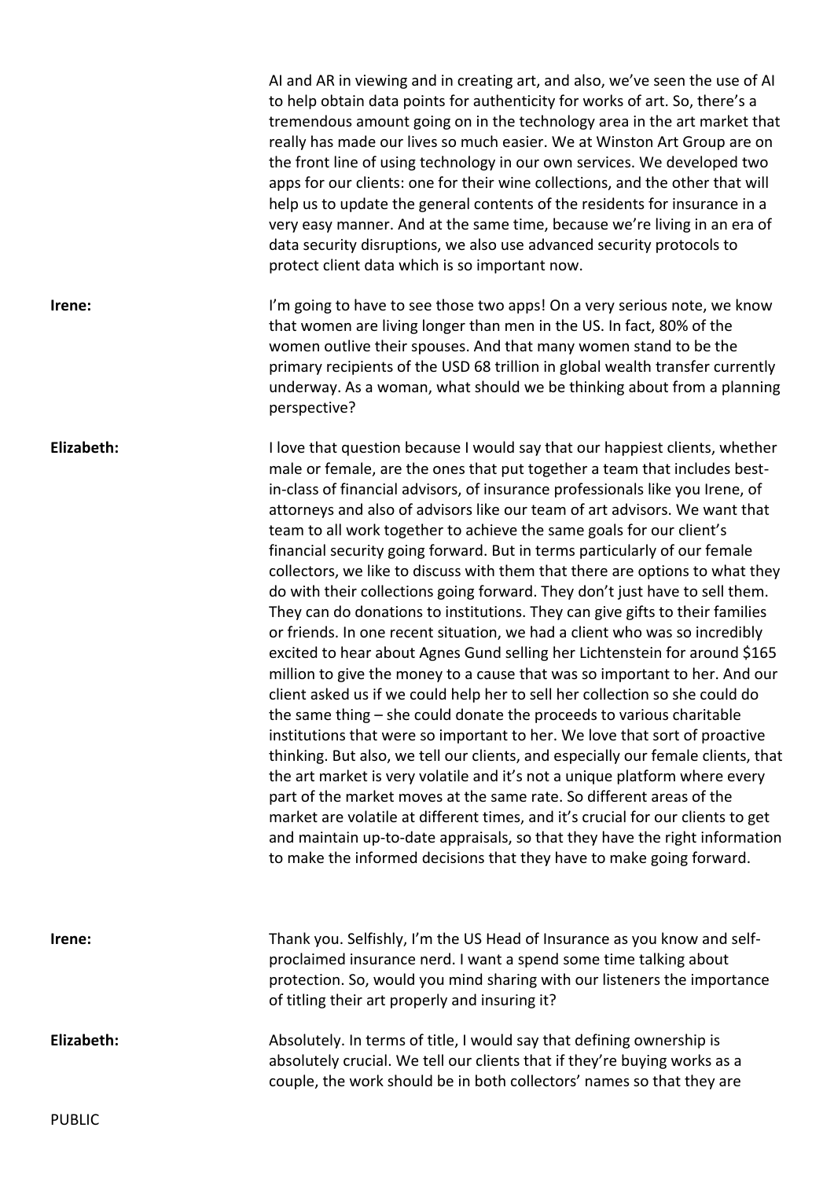AI and AR in viewing and in creating art, and also, we've seen the use of AI to help obtain data points for authenticity for works of art. So, there's a tremendous amount going on in the technology area in the art market that really has made our lives so much easier. We at Winston Art Group are on the front line of using technology in our own services. We developed two apps for our clients: one for their wine collections, and the other that will help us to update the general contents of the residents for insurance in a very easy manner. And at the same time, because we're living in an era of data security disruptions, we also use advanced security protocols to protect client data which is so important now.

**Irene:** I'm going to have to see those two apps! On a very serious note, we know that women are living longer than men in the US. In fact, 80% of the women outlive their spouses. And that many women stand to be the primary recipients of the USD 68 trillion in global wealth transfer currently underway. As a woman, what should we be thinking about from a planning perspective?

**Elizabeth:** I love that question because I would say that our happiest clients, whether male or female, are the ones that put together a team that includes best-in-class of financial advisors, of insurance professionals like you Irene, of attorneys and also of advisors like our team of art advisors. We want that team to all work together to achieve the same goals for our client's financial security going forward. But in terms particularly of our female collectors, we like to discuss with them that there are options to what they do with their collections going forward. They don't just have to sell them. They can do donations to institutions. They can give gifts to their families or friends. In one recent situation, we had a client who was so incredibly excited to hear about Agnes Gund selling her Lichtenstein for around $165 million to give the money to a cause that was so important to her. And our client asked us if we could help her to sell her collection so she could do the same thing – she could donate the proceeds to various charitable institutions that were so important to her. We love that sort of proactive thinking. But also, we tell our clients, and especially our female clients, that the art market is very volatile and it's not a unique platform where every part of the market moves at the same rate. So different areas of the market are volatile at different times, and it's crucial for our clients to get and maintain up-to-date appraisals, so that they have the right information to make the informed decisions that they have to make going forward.

**Irene:** Thank you. Selfishly, I'm the US Head of Insurance as you know and self-proclaimed insurance nerd. I want a spend some time talking about protection. So, would you mind sharing with our listeners the importance of titling their art properly and insuring it?

**Elizabeth:** Absolutely. In terms of title, I would say that defining ownership is absolutely crucial. We tell our clients that if they're buying works as a couple, the work should be in both collectors' names so that they are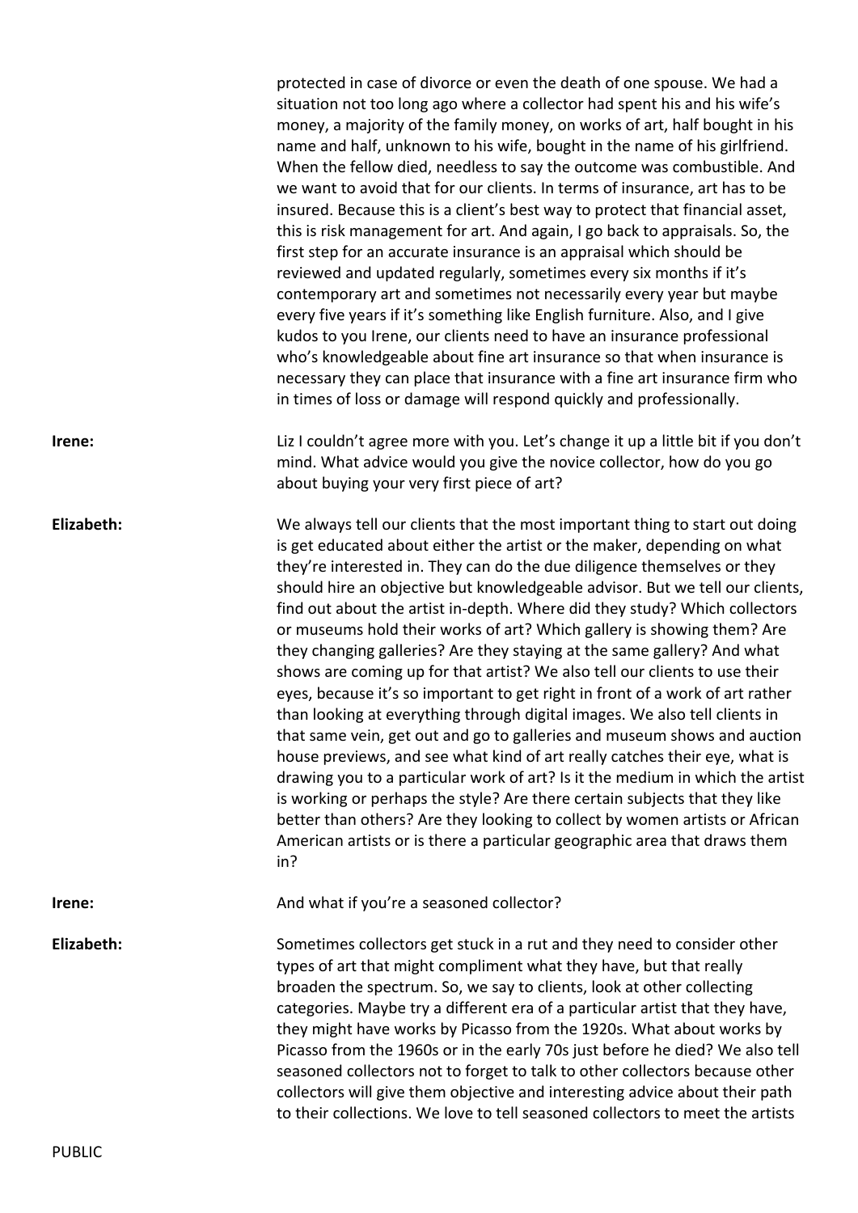protected in case of divorce or even the death of one spouse. We had a situation not too long ago where a collector had spent his and his wife's money, a majority of the family money, on works of art, half bought in his name and half, unknown to his wife, bought in the name of his girlfriend. When the fellow died, needless to say the outcome was combustible. And we want to avoid that for our clients. In terms of insurance, art has to be insured. Because this is a client's best way to protect that financial asset, this is risk management for art. And again, I go back to appraisals. So, the first step for an accurate insurance is an appraisal which should be reviewed and updated regularly, sometimes every six months if it's contemporary art and sometimes not necessarily every year but maybe every five years if it's something like English furniture. Also, and I give kudos to you Irene, our clients need to have an insurance professional who's knowledgeable about fine art insurance so that when insurance is necessary they can place that insurance with a fine art insurance firm who in times of loss or damage will respond quickly and professionally.

**Irene:** Liz I couldn't agree more with you. Let's change it up a little bit if you don't mind. What advice would you give the novice collector, how do you go about buying your very first piece of art?

**Elizabeth:** We always tell our clients that the most important thing to start out doing is get educated about either the artist or the maker, depending on what they're interested in. They can do the due diligence themselves or they should hire an objective but knowledgeable advisor. But we tell our clients, find out about the artist in-depth. Where did they study? Which collectors or museums hold their works of art? Which gallery is showing them? Are they changing galleries? Are they staying at the same gallery? And what shows are coming up for that artist? We also tell our clients to use their eyes, because it's so important to get right in front of a work of art rather than looking at everything through digital images. We also tell clients in that same vein, get out and go to galleries and museum shows and auction house previews, and see what kind of art really catches their eye, what is drawing you to a particular work of art? Is it the medium in which the artist is working or perhaps the style? Are there certain subjects that they like better than others? Are they looking to collect by women artists or African American artists or is there a particular geographic area that draws them in?

**Irene:** And what if you're a seasoned collector?

**Elizabeth:** Sometimes collectors get stuck in a rut and they need to consider other types of art that might compliment what they have, but that really broaden the spectrum. So, we say to clients, look at other collecting categories. Maybe try a different era of a particular artist that they have, they might have works by Picasso from the 1920s. What about works by Picasso from the 1960s or in the early 70s just before he died? We also tell seasoned collectors not to forget to talk to other collectors because other collectors will give them objective and interesting advice about their path to their collections. We love to tell seasoned collectors to meet the artists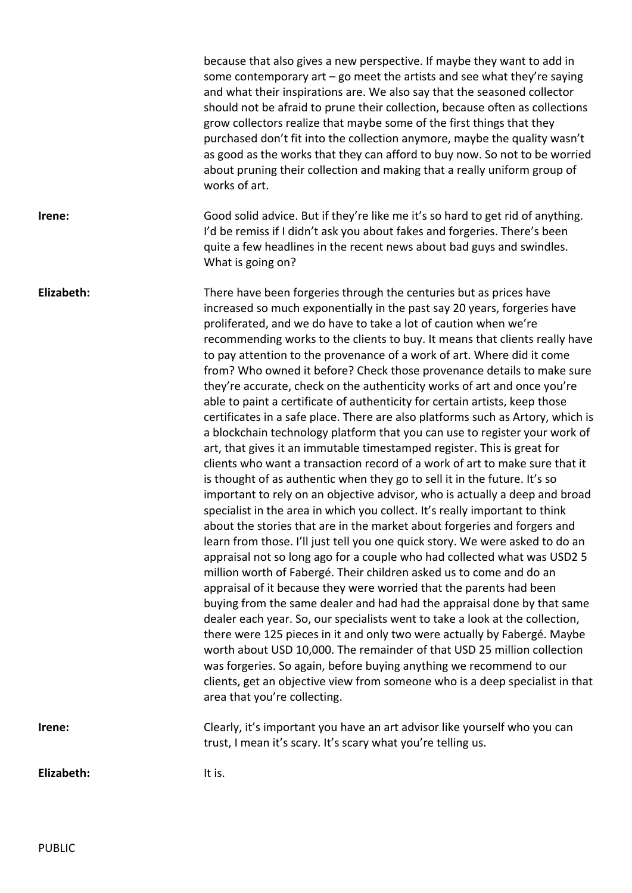because that also gives a new perspective. If maybe they want to add in some contemporary art – go meet the artists and see what they're saying and what their inspirations are. We also say that the seasoned collector should not be afraid to prune their collection, because often as collections grow collectors realize that maybe some of the first things that they purchased don't fit into the collection anymore, maybe the quality wasn't as good as the works that they can afford to buy now. So not to be worried about pruning their collection and making that a really uniform group of works of art.

**Irene:** Good solid advice. But if they're like me it's so hard to get rid of anything. I'd be remiss if I didn't ask you about fakes and forgeries. There's been quite a few headlines in the recent news about bad guys and swindles. What is going on?

**Elizabeth:** There have been forgeries through the centuries but as prices have increased so much exponentially in the past say 20 years, forgeries have proliferated, and we do have to take a lot of caution when we're recommending works to the clients to buy. It means that clients really have to pay attention to the provenance of a work of art. Where did it come from? Who owned it before? Check those provenance details to make sure they're accurate, check on the authenticity works of art and once you're able to paint a certificate of authenticity for certain artists, keep those certificates in a safe place. There are also platforms such as Artory, which is a blockchain technology platform that you can use to register your work of art, that gives it an immutable timestamped register. This is great for clients who want a transaction record of a work of art to make sure that it is thought of as authentic when they go to sell it in the future. It's so important to rely on an objective advisor, who is actually a deep and broad specialist in the area in which you collect. It's really important to think about the stories that are in the market about forgeries and forgers and learn from those. I'll just tell you one quick story. We were asked to do an appraisal not so long ago for a couple who had collected what was USD2 5 million worth of Fabergé. Their children asked us to come and do an appraisal of it because they were worried that the parents had been buying from the same dealer and had had the appraisal done by that same dealer each year. So, our specialists went to take a look at the collection, there were 125 pieces in it and only two were actually by Fabergé. Maybe worth about USD 10,000. The remainder of that USD 25 million collection was forgeries. So again, before buying anything we recommend to our clients, get an objective view from someone who is a deep specialist in that area that you're collecting.

**Irene:** Clearly, it's important you have an art advisor like yourself who you can trust, I mean it's scary. It's scary what you're telling us.

**Elizabeth:** It is.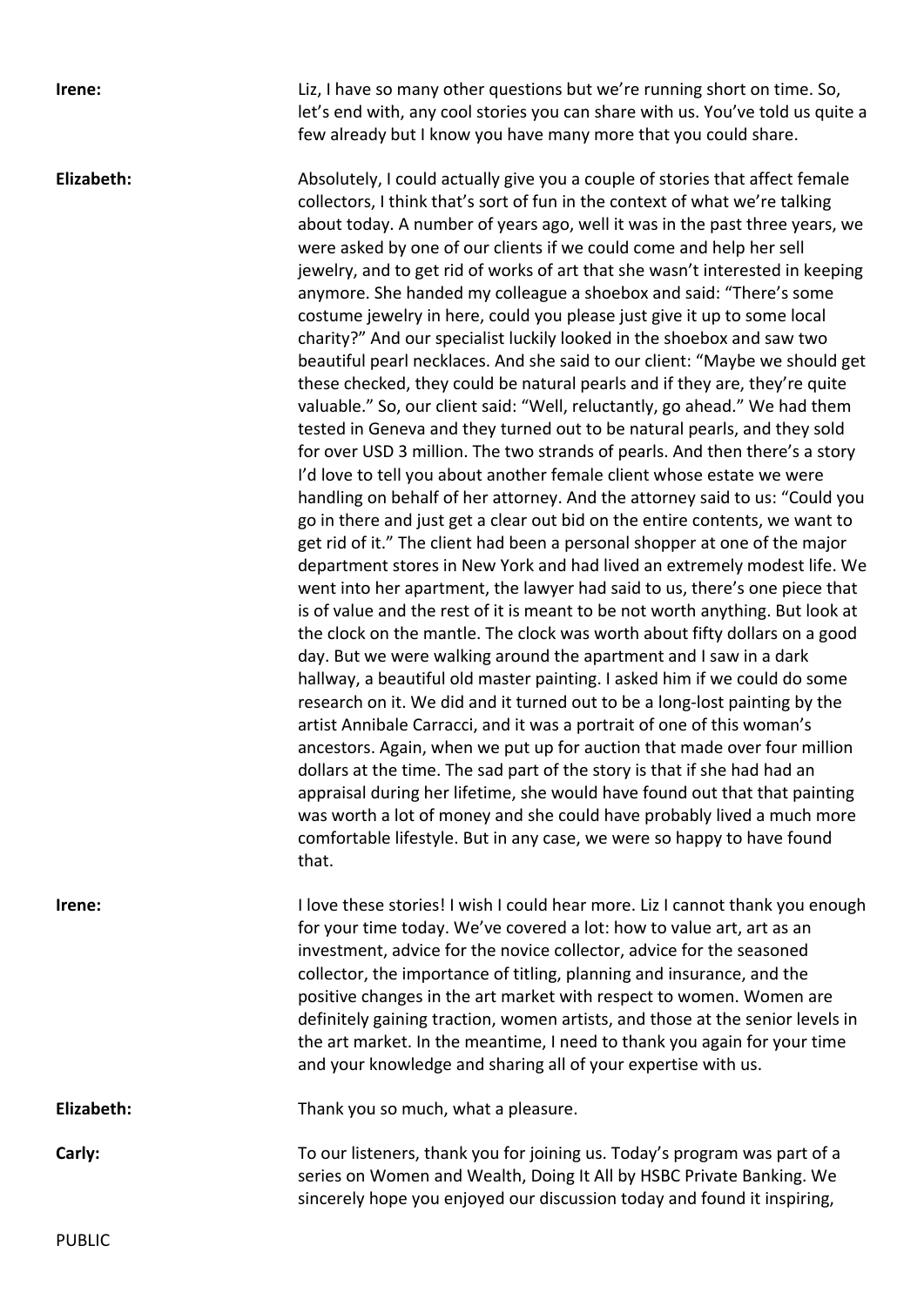**Irene:** Liz, I have so many other questions but we're running short on time. So, let's end with, any cool stories you can share with us. You've told us quite a few already but I know you have many more that you could share.

**Elizabeth:** Absolutely, I could actually give you a couple of stories that affect female collectors, I think that's sort of fun in the context of what we're talking about today. A number of years ago, well it was in the past three years, we were asked by one of our clients if we could come and help her sell jewelry, and to get rid of works of art that she wasn't interested in keeping anymore. She handed my colleague a shoebox and said: "There's some costume jewelry in here, could you please just give it up to some local charity?" And our specialist luckily looked in the shoebox and saw two beautiful pearl necklaces. And she said to our client: "Maybe we should get these checked, they could be natural pearls and if they are, they're quite valuable." So, our client said: "Well, reluctantly, go ahead." We had them tested in Geneva and they turned out to be natural pearls, and they sold for over USD 3 million. The two strands of pearls. And then there's a story I'd love to tell you about another female client whose estate we were handling on behalf of her attorney. And the attorney said to us: "Could you go in there and just get a clear out bid on the entire contents, we want to get rid of it." The client had been a personal shopper at one of the major department stores in New York and had lived an extremely modest life. We went into her apartment, the lawyer had said to us, there's one piece that is of value and the rest of it is meant to be not worth anything. But look at the clock on the mantle. The clock was worth about fifty dollars on a good day. But we were walking around the apartment and I saw in a dark hallway, a beautiful old master painting. I asked him if we could do some research on it. We did and it turned out to be a long-lost painting by the artist Annibale Carracci, and it was a portrait of one of this woman's ancestors. Again, when we put up for auction that made over four million dollars at the time. The sad part of the story is that if she had had an appraisal during her lifetime, she would have found out that that painting was worth a lot of money and she could have probably lived a much more comfortable lifestyle. But in any case, we were so happy to have found that.

**Irene:** I love these stories! I wish I could hear more. Liz I cannot thank you enough for your time today. We've covered a lot: how to value art, art as an investment, advice for the novice collector, advice for the seasoned collector, the importance of titling, planning and insurance, and the positive changes in the art market with respect to women. Women are definitely gaining traction, women artists, and those at the senior levels in the art market. In the meantime, I need to thank you again for your time and your knowledge and sharing all of your expertise with us.

**Elizabeth:** Thank you so much, what a pleasure.

**Carly:** To our listeners, thank you for joining us. Today's program was part of a series on Women and Wealth, Doing It All by HSBC Private Banking. We sincerely hope you enjoyed our discussion today and found it inspiring,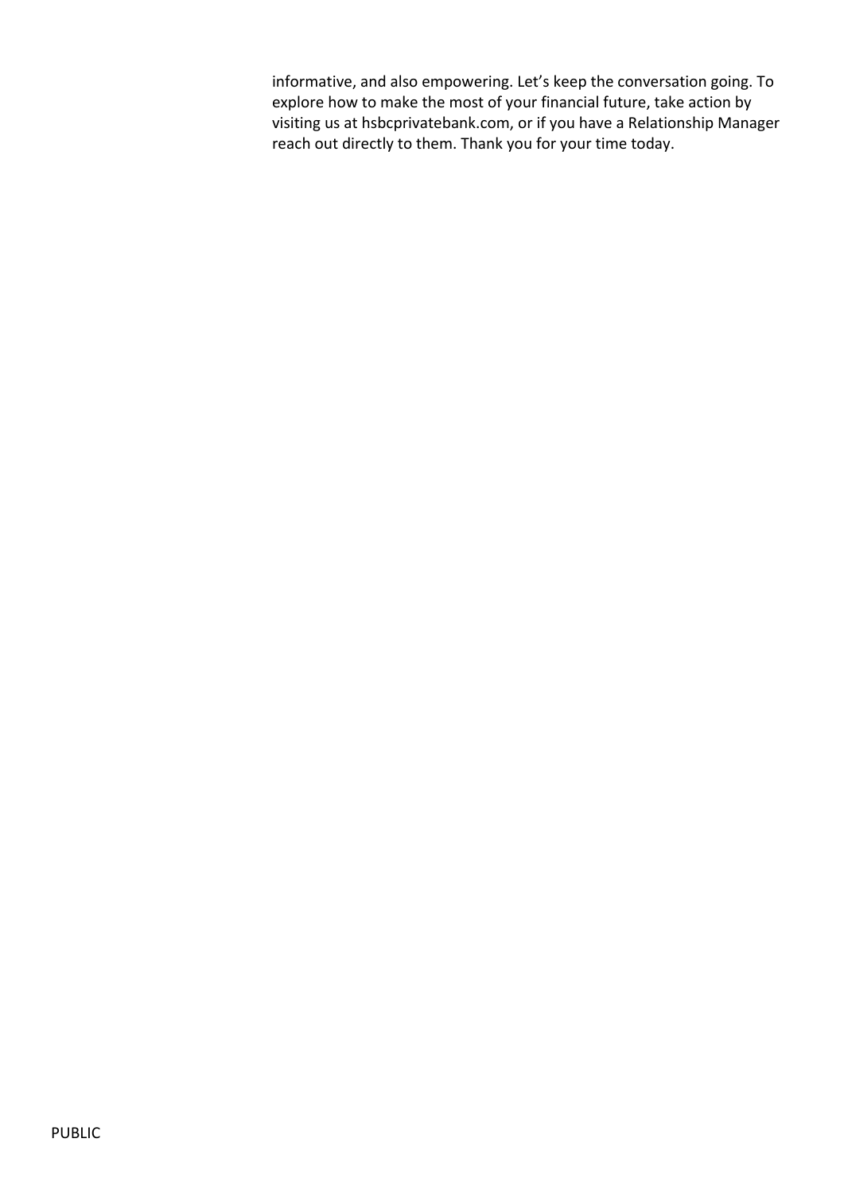informative, and also empowering. Let's keep the conversation going. To explore how to make the most of your financial future, take action by visiting us at hsbcprivatebank.com, or if you have a Relationship Manager reach out directly to them. Thank you for your time today.

PUBLIC